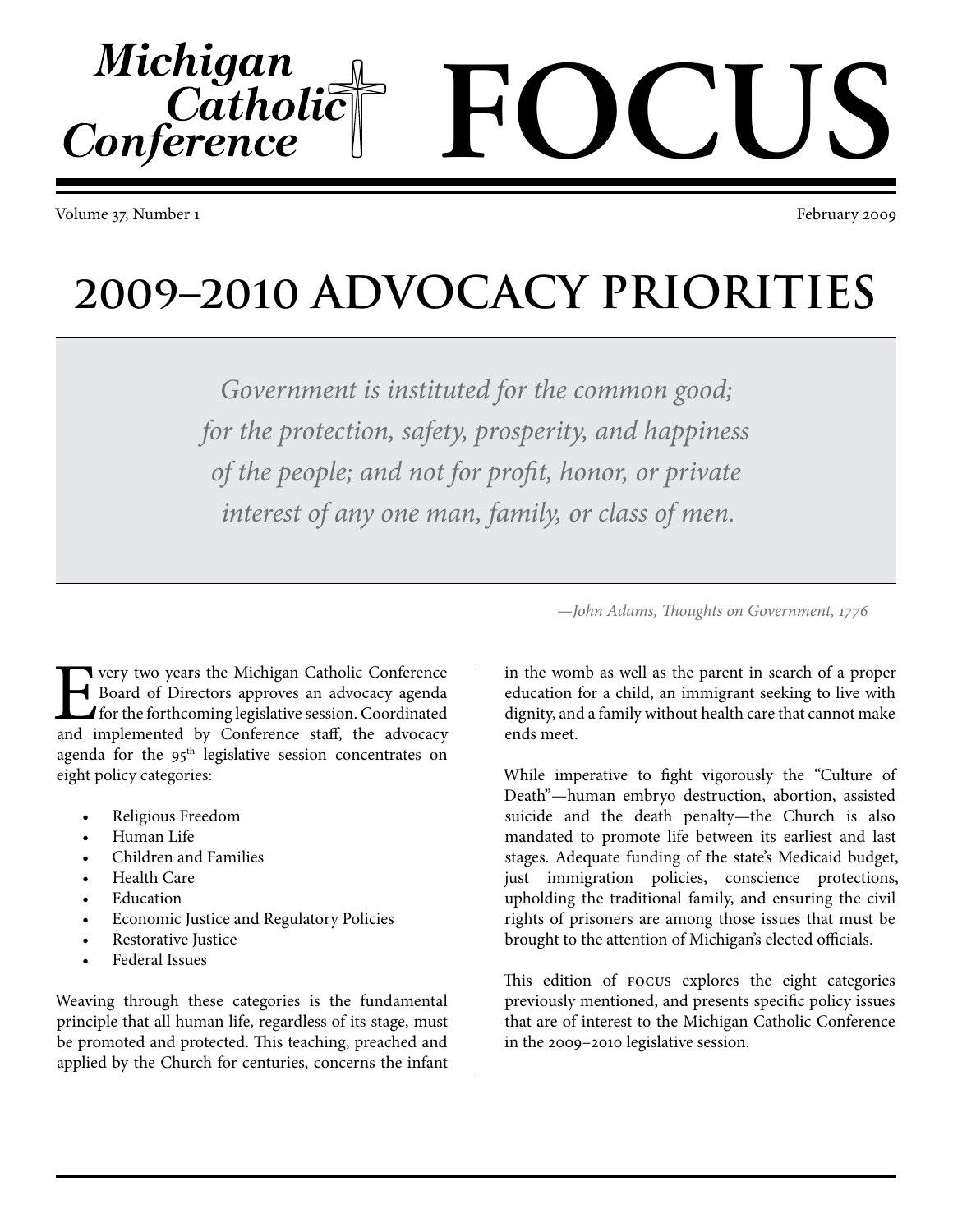# Michigan Catholic Conference FOCUS

Volume 37, Number 1 — February 2009

# 2009–2010 ADVOCACY PRIORITIES

> *Government is instituted for the common good; for the protection, safety, prosperity, and happiness of the people; and not for profit, honor, or private interest of any one man, family, or class of men.*
>
> *—John Adams, Thoughts on Government, 1776*

Every two years the Michigan Catholic Conference Board of Directors approves an advocacy agenda for the forthcoming legislative session. Coordinated and implemented by Conference staff, the advocacy agenda for the 95th legislative session concentrates on eight policy categories:

- Religious Freedom
- Human Life
- Children and Families
- Health Care
- Education
- Economic Justice and Regulatory Policies
- Restorative Justice
- Federal Issues

Weaving through these categories is the fundamental principle that all human life, regardless of its stage, must be promoted and protected. This teaching, preached and applied by the Church for centuries, concerns the infant in the womb as well as the parent in search of a proper education for a child, an immigrant seeking to live with dignity, and a family without health care that cannot make ends meet.

While imperative to fight vigorously the "Culture of Death"—human embryo destruction, abortion, assisted suicide and the death penalty—the Church is also mandated to promote life between its earliest and last stages. Adequate funding of the state's Medicaid budget, just immigration policies, conscience protections, upholding the traditional family, and ensuring the civil rights of prisoners are among those issues that must be brought to the attention of Michigan's elected officials.

This edition of FOCUS explores the eight categories previously mentioned, and presents specific policy issues that are of interest to the Michigan Catholic Conference in the 2009–2010 legislative session.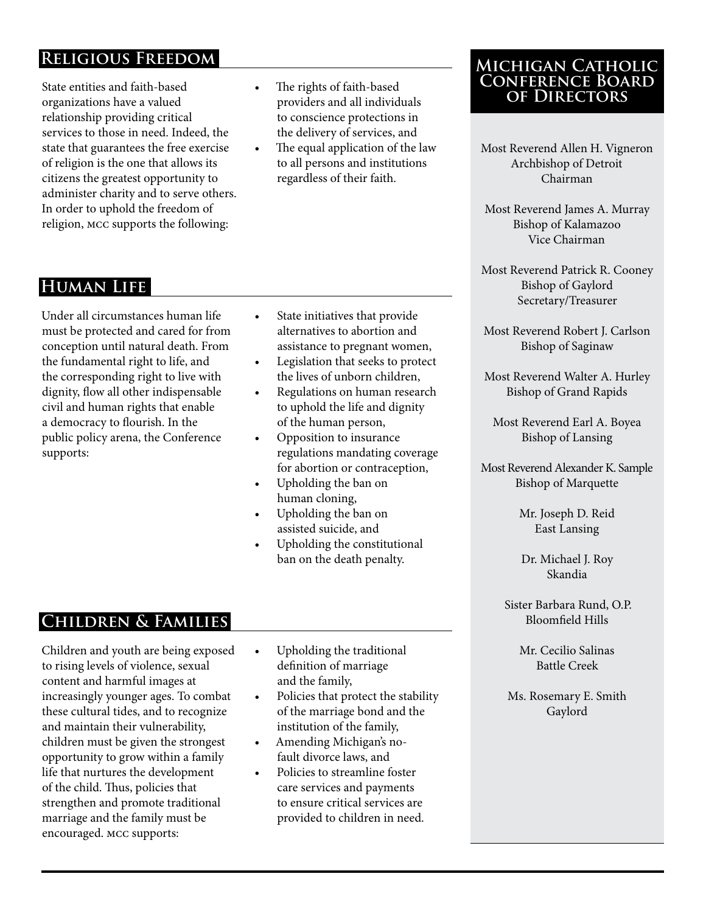## Religious Freedom

State entities and faith-based organizations have a valued relationship providing critical services to those in need. Indeed, the state that guarantees the free exercise of religion is the one that allows its citizens the greatest opportunity to administer charity and to serve others. In order to uphold the freedom of religion, MCC supports the following:

- The rights of faith-based providers and all individuals to conscience protections in the delivery of services, and
- The equal application of the law to all persons and institutions regardless of their faith.

## Human Life

Under all circumstances human life must be protected and cared for from conception until natural death. From the fundamental right to life, and the corresponding right to live with dignity, flow all other indispensable civil and human rights that enable a democracy to flourish. In the public policy arena, the Conference supports:

- State initiatives that provide alternatives to abortion and assistance to pregnant women,
- Legislation that seeks to protect the lives of unborn children,
- Regulations on human research to uphold the life and dignity of the human person,
- Opposition to insurance regulations mandating coverage for abortion or contraception,
- Upholding the ban on human cloning,
- Upholding the ban on assisted suicide, and
- Upholding the constitutional ban on the death penalty.

## Children & Families

Children and youth are being exposed to rising levels of violence, sexual content and harmful images at increasingly younger ages. To combat these cultural tides, and to recognize and maintain their vulnerability, children must be given the strongest opportunity to grow within a family life that nurtures the development of the child. Thus, policies that strengthen and promote traditional marriage and the family must be encouraged. MCC supports:

- Upholding the traditional definition of marriage and the family,
- Policies that protect the stability of the marriage bond and the institution of the family,
- Amending Michigan's no-fault divorce laws, and
- Policies to streamline foster care services and payments to ensure critical services are provided to children in need.

## Michigan Catholic Conference Board of Directors

Most Reverend Allen H. Vigneron
Archbishop of Detroit
Chairman

Most Reverend James A. Murray
Bishop of Kalamazoo
Vice Chairman

Most Reverend Patrick R. Cooney
Bishop of Gaylord
Secretary/Treasurer

Most Reverend Robert J. Carlson
Bishop of Saginaw

Most Reverend Walter A. Hurley
Bishop of Grand Rapids

Most Reverend Earl A. Boyea
Bishop of Lansing

Most Reverend Alexander K. Sample
Bishop of Marquette

Mr. Joseph D. Reid
East Lansing

Dr. Michael J. Roy
Skandia

Sister Barbara Rund, O.P.
Bloomfield Hills

Mr. Cecilio Salinas
Battle Creek

Ms. Rosemary E. Smith
Gaylord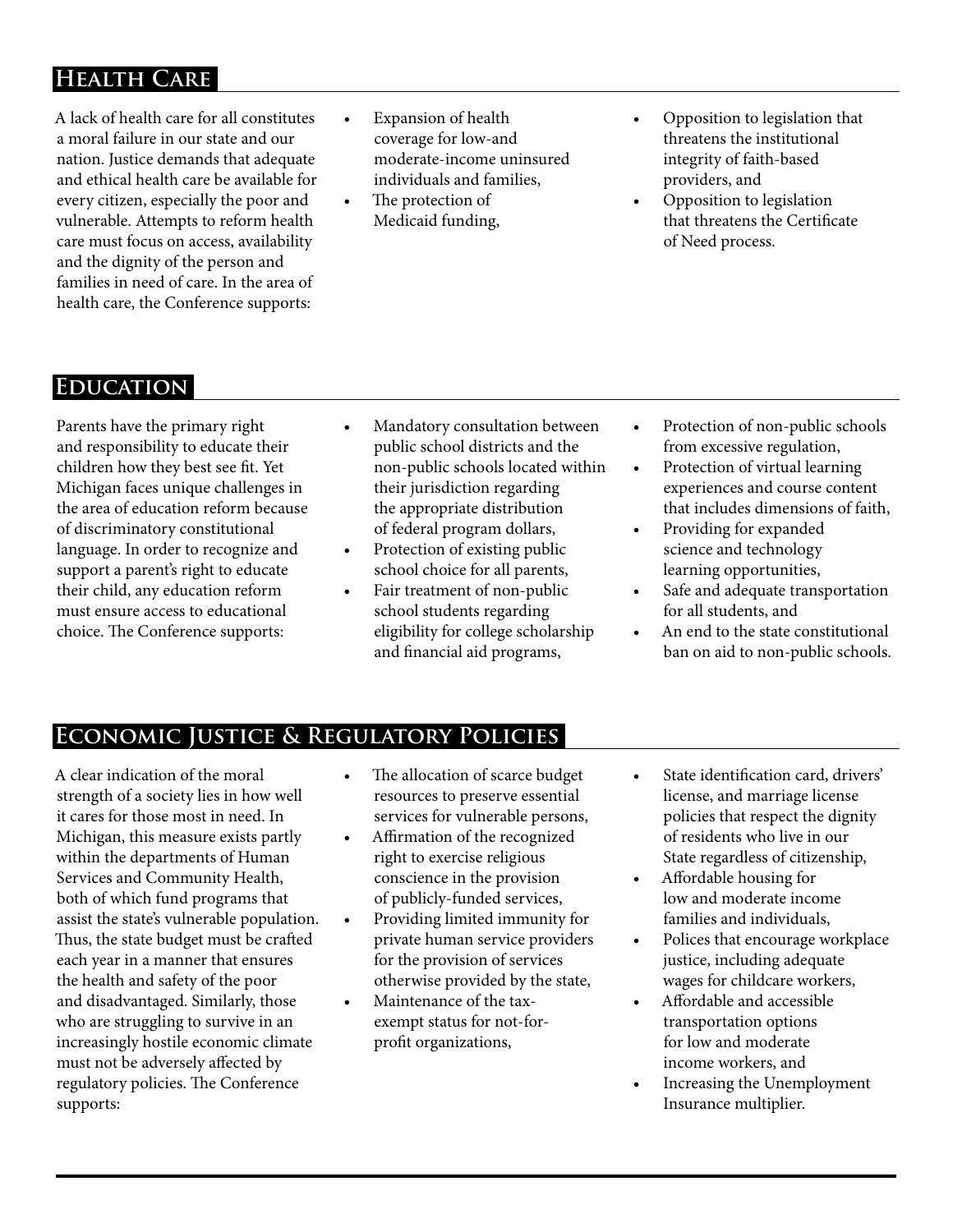## Health Care

A lack of health care for all constitutes a moral failure in our state and our nation. Justice demands that adequate and ethical health care be available for every citizen, especially the poor and vulnerable. Attempts to reform health care must focus on access, availability and the dignity of the person and families in need of care. In the area of health care, the Conference supports:

- Expansion of health coverage for low-and moderate-income uninsured individuals and families,
- The protection of Medicaid funding,
- Opposition to legislation that threatens the institutional integrity of faith-based providers, and
- Opposition to legislation that threatens the Certificate of Need process.

## Education

Parents have the primary right and responsibility to educate their children how they best see fit. Yet Michigan faces unique challenges in the area of education reform because of discriminatory constitutional language. In order to recognize and support a parent's right to educate their child, any education reform must ensure access to educational choice. The Conference supports:

- Mandatory consultation between public school districts and the non-public schools located within their jurisdiction regarding the appropriate distribution of federal program dollars,
- Protection of existing public school choice for all parents,
- Fair treatment of non-public school students regarding eligibility for college scholarship and financial aid programs,
- Protection of non-public schools from excessive regulation,
- Protection of virtual learning experiences and course content that includes dimensions of faith,
- Providing for expanded science and technology learning opportunities,
- Safe and adequate transportation for all students, and
- An end to the state constitutional ban on aid to non-public schools.

## Economic Justice & Regulatory Policies

A clear indication of the moral strength of a society lies in how well it cares for those most in need. In Michigan, this measure exists partly within the departments of Human Services and Community Health, both of which fund programs that assist the state's vulnerable population. Thus, the state budget must be crafted each year in a manner that ensures the health and safety of the poor and disadvantaged. Similarly, those who are struggling to survive in an increasingly hostile economic climate must not be adversely affected by regulatory policies. The Conference supports:

- The allocation of scarce budget resources to preserve essential services for vulnerable persons,
- Affirmation of the recognized right to exercise religious conscience in the provision of publicly-funded services,
- Providing limited immunity for private human service providers for the provision of services otherwise provided by the state,
- Maintenance of the tax-exempt status for not-for-profit organizations,
- State identification card, drivers' license, and marriage license policies that respect the dignity of residents who live in our State regardless of citizenship,
- Affordable housing for low and moderate income families and individuals,
- Polices that encourage workplace justice, including adequate wages for childcare workers,
- Affordable and accessible transportation options for low and moderate income workers, and
- Increasing the Unemployment Insurance multiplier.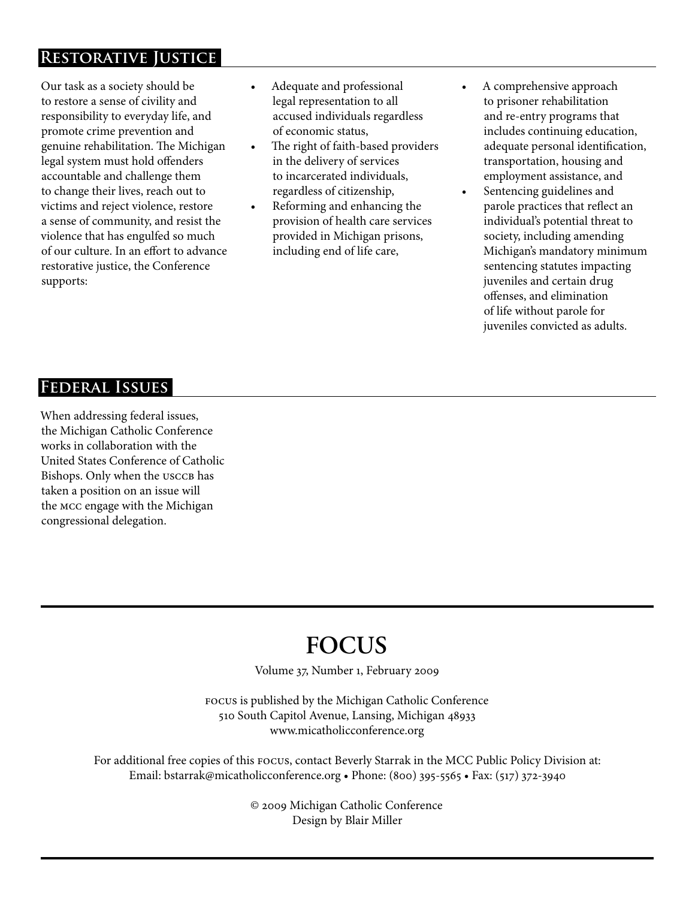## Restorative Justice

Our task as a society should be to restore a sense of civility and responsibility to everyday life, and promote crime prevention and genuine rehabilitation. The Michigan legal system must hold offenders accountable and challenge them to change their lives, reach out to victims and reject violence, restore a sense of community, and resist the violence that has engulfed so much of our culture. In an effort to advance restorative justice, the Conference supports:

- Adequate and professional legal representation to all accused individuals regardless of economic status,
- The right of faith-based providers in the delivery of services to incarcerated individuals, regardless of citizenship,
- Reforming and enhancing the provision of health care services provided in Michigan prisons, including end of life care,
- A comprehensive approach to prisoner rehabilitation and re-entry programs that includes continuing education, adequate personal identification, transportation, housing and employment assistance, and
- Sentencing guidelines and parole practices that reflect an individual's potential threat to society, including amending Michigan's mandatory minimum sentencing statutes impacting juveniles and certain drug offenses, and elimination of life without parole for juveniles convicted as adults.

## Federal Issues

When addressing federal issues, the Michigan Catholic Conference works in collaboration with the United States Conference of Catholic Bishops. Only when the USCCB has taken a position on an issue will the MCC engage with the Michigan congressional delegation.

---

# FOCUS

Volume 37, Number 1, February 2009

FOCUS is published by the Michigan Catholic Conference
510 South Capitol Avenue, Lansing, Michigan 48933
www.micatholicconference.org

For additional free copies of this FOCUS, contact Beverly Starrak in the MCC Public Policy Division at:
Email: bstarrak@micatholicconference.org • Phone: (800) 395-5565 • Fax: (517) 372-3940

© 2009 Michigan Catholic Conference
Design by Blair Miller